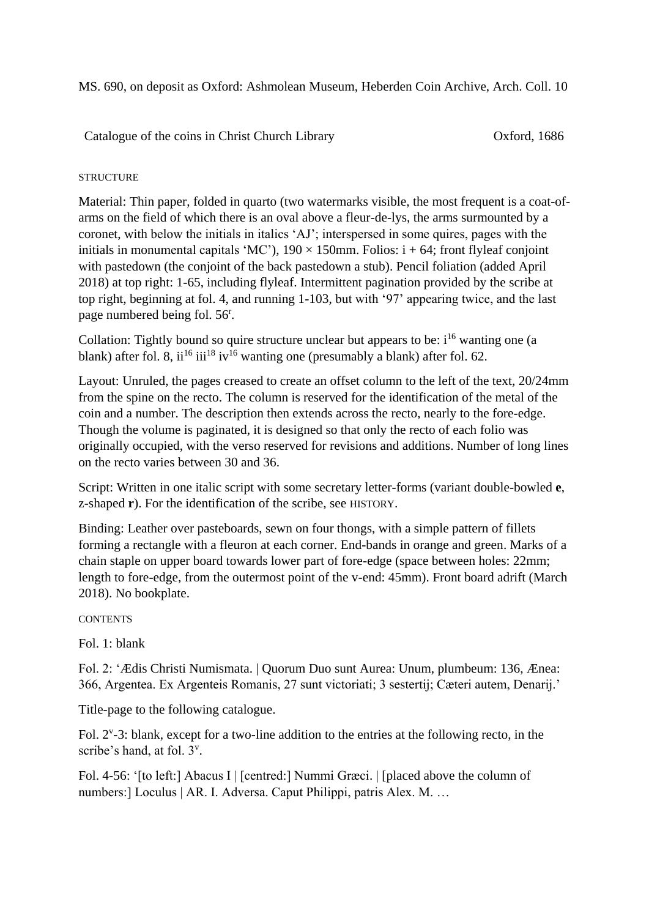MS. 690, on deposit as Oxford: Ashmolean Museum, Heberden Coin Archive, Arch. Coll. 10

Catalogue of the coins in Christ Church Library — Oxford, 1686

STRUCTURE

Material: Thin paper, folded in quarto (two watermarks visible, the most frequent is a coat-of-arms on the field of which there is an oval above a fleur-de-lys, the arms surmounted by a coronet, with below the initials in italics 'AJ'; interspersed in some quires, pages with the initials in monumental capitals 'MC'), 190 × 150mm. Folios: i + 64; front flyleaf conjoint with pastedown (the conjoint of the back pastedown a stub). Pencil foliation (added April 2018) at top right: 1-65, including flyleaf. Intermittent pagination provided by the scribe at top right, beginning at fol. 4, and running 1-103, but with '97' appearing twice, and the last page numbered being fol. 56$^{r}$.

Collation: Tightly bound so quire structure unclear but appears to be: i$^{16}$ wanting one (a blank) after fol. 8, ii$^{16}$ iii$^{18}$ iv$^{16}$ wanting one (presumably a blank) after fol. 62.

Layout: Unruled, the pages creased to create an offset column to the left of the text, 20/24mm from the spine on the recto. The column is reserved for the identification of the metal of the coin and a number. The description then extends across the recto, nearly to the fore-edge. Though the volume is paginated, it is designed so that only the recto of each folio was originally occupied, with the verso reserved for revisions and additions. Number of long lines on the recto varies between 30 and 36.

Script: Written in one italic script with some secretary letter-forms (variant double-bowled **e**, z-shaped **r**). For the identification of the scribe, see HISTORY.

Binding: Leather over pasteboards, sewn on four thongs, with a simple pattern of fillets forming a rectangle with a fleuron at each corner. End-bands in orange and green. Marks of a chain staple on upper board towards lower part of fore-edge (space between holes: 22mm; length to fore-edge, from the outermost point of the v-end: 45mm). Front board adrift (March 2018). No bookplate.

CONTENTS

Fol. 1: blank

Fol. 2: 'Ædis Christi Numismata. | Quorum Duo sunt Aurea: Unum, plumbeum: 136, Ænea: 366, Argentea. Ex Argenteis Romanis, 27 sunt victoriati; 3 sestertij; Cæteri autem, Denarij.'

Title-page to the following catalogue.

Fol. 2$^{v}$-3: blank, except for a two-line addition to the entries at the following recto, in the scribe's hand, at fol. 3$^{v}$.

Fol. 4-56: '[to left:] Abacus I | [centred:] Nummi Græci. | [placed above the column of numbers:] Loculus | AR. I. Adversa. Caput Philippi, patris Alex. M. …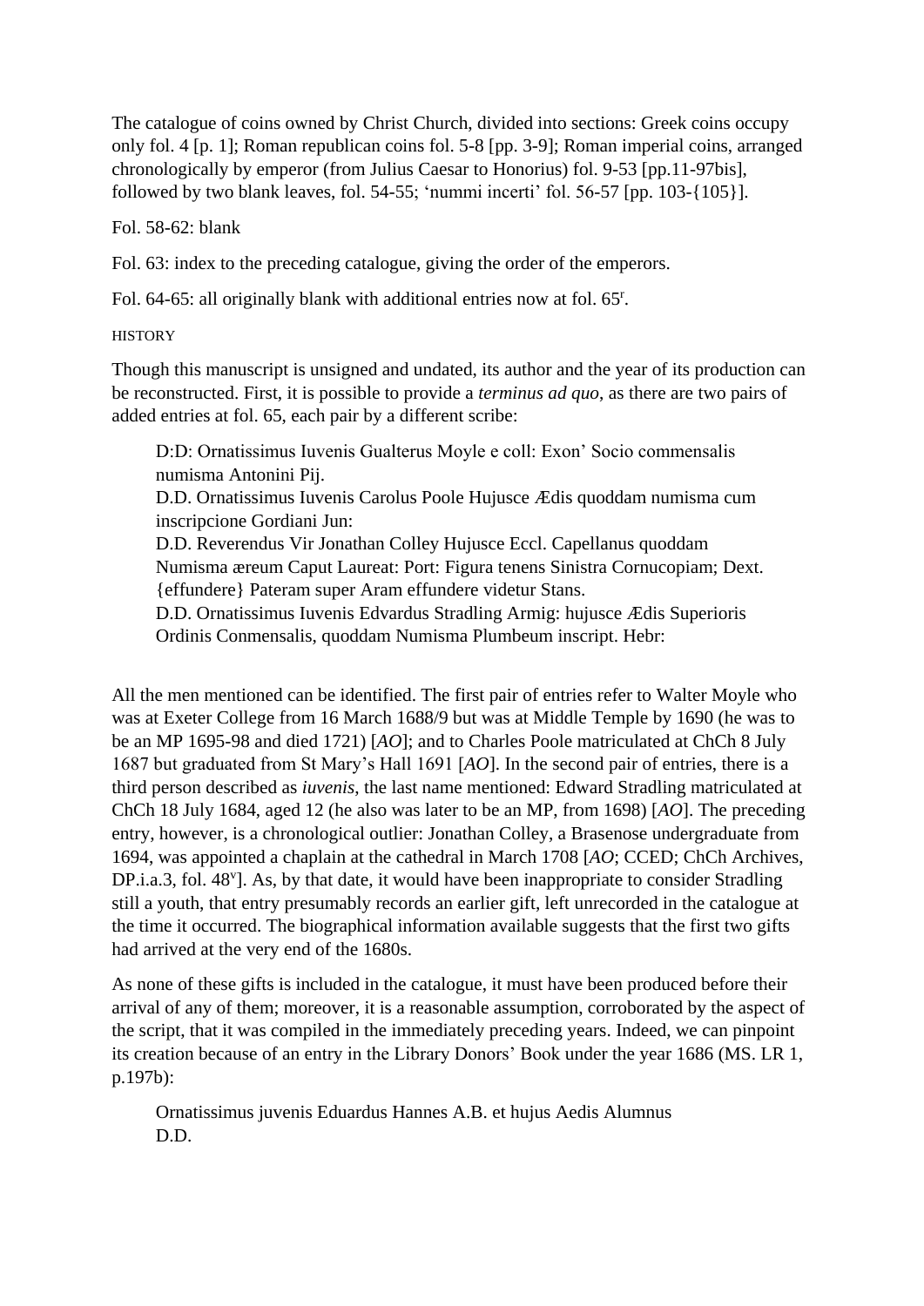The catalogue of coins owned by Christ Church, divided into sections: Greek coins occupy only fol. 4 [p. 1]; Roman republican coins fol. 5-8 [pp. 3-9]; Roman imperial coins, arranged chronologically by emperor (from Julius Caesar to Honorius) fol. 9-53 [pp.11-97bis], followed by two blank leaves, fol. 54-55; 'nummi incerti' fol. 56-57 [pp. 103-{105}].

Fol. 58-62: blank

Fol. 63: index to the preceding catalogue, giving the order of the emperors.

Fol. 64-65: all originally blank with additional entries now at fol. 65r.

HISTORY

Though this manuscript is unsigned and undated, its author and the year of its production can be reconstructed. First, it is possible to provide a *terminus ad quo*, as there are two pairs of added entries at fol. 65, each pair by a different scribe:

> D:D: Ornatissimus Iuvenis Gualterus Moyle e coll: Exon' Socio commensalis numisma Antonini Pij.
> D.D. Ornatissimus Iuvenis Carolus Poole Hujusce Ædis quoddam numisma cum inscripcione Gordiani Jun:
> D.D. Reverendus Vir Jonathan Colley Hujusce Eccl. Capellanus quoddam Numisma æreum Caput Laureat: Port: Figura tenens Sinistra Cornucopiam; Dext. {effundere} Pateram super Aram effundere videtur Stans.
> D.D. Ornatissimus Iuvenis Edvardus Stradling Armig: hujusce Ædis Superioris Ordinis Conmensalis, quoddam Numisma Plumbeum inscript. Hebr:

All the men mentioned can be identified. The first pair of entries refer to Walter Moyle who was at Exeter College from 16 March 1688/9 but was at Middle Temple by 1690 (he was to be an MP 1695-98 and died 1721) [*AO*]; and to Charles Poole matriculated at ChCh 8 July 1687 but graduated from St Mary's Hall 1691 [*AO*]. In the second pair of entries, there is a third person described as *iuvenis*, the last name mentioned: Edward Stradling matriculated at ChCh 18 July 1684, aged 12 (he also was later to be an MP, from 1698) [*AO*]. The preceding entry, however, is a chronological outlier: Jonathan Colley, a Brasenose undergraduate from 1694, was appointed a chaplain at the cathedral in March 1708 [*AO*; CCED; ChCh Archives, DP.i.a.3, fol. 48v]. As, by that date, it would have been inappropriate to consider Stradling still a youth, that entry presumably records an earlier gift, left unrecorded in the catalogue at the time it occurred. The biographical information available suggests that the first two gifts had arrived at the very end of the 1680s.

As none of these gifts is included in the catalogue, it must have been produced before their arrival of any of them; moreover, it is a reasonable assumption, corroborated by the aspect of the script, that it was compiled in the immediately preceding years. Indeed, we can pinpoint its creation because of an entry in the Library Donors' Book under the year 1686 (MS. LR 1, p.197b):

> Ornatissimus juvenis Eduardus Hannes A.B. et hujus Aedis Alumnus
> D.D.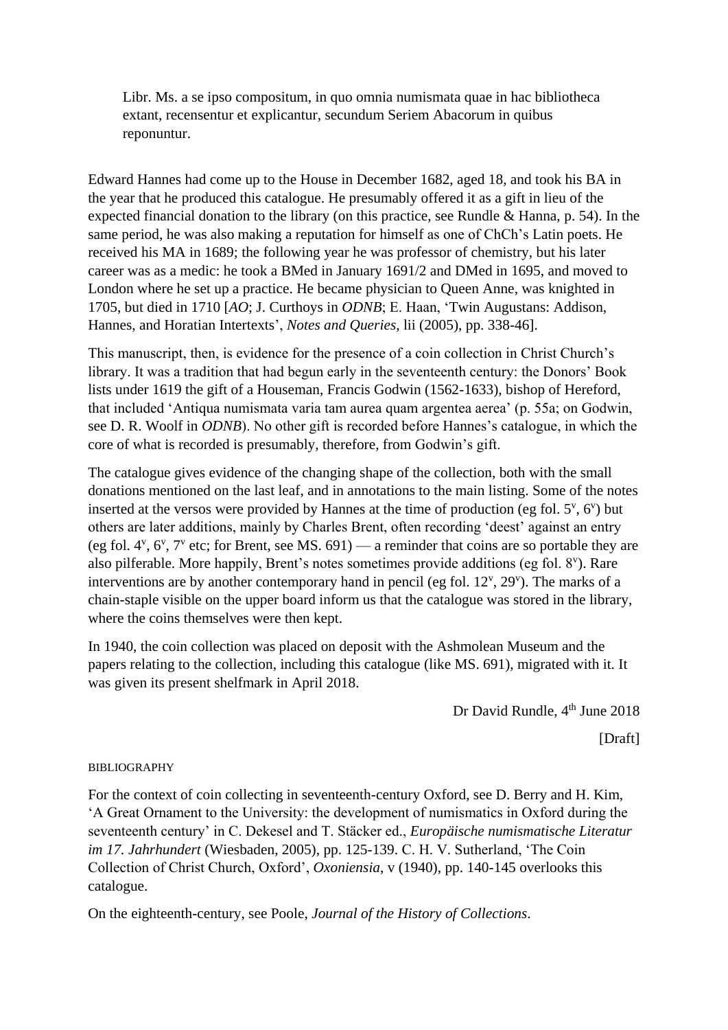> Libr. Ms. a se ipso compositum, in quo omnia numismata quae in hac bibliotheca extant, recensentur et explicantur, secundum Seriem Abacorum in quibus reponuntur.

Edward Hannes had come up to the House in December 1682, aged 18, and took his BA in the year that he produced this catalogue. He presumably offered it as a gift in lieu of the expected financial donation to the library (on this practice, see Rundle & Hanna, p. 54). In the same period, he was also making a reputation for himself as one of ChCh's Latin poets. He received his MA in 1689; the following year he was professor of chemistry, but his later career was as a medic: he took a BMed in January 1691/2 and DMed in 1695, and moved to London where he set up a practice. He became physician to Queen Anne, was knighted in 1705, but died in 1710 [*AO*; J. Curthoys in *ODNB*; E. Haan, 'Twin Augustans: Addison, Hannes, and Horatian Intertexts', *Notes and Queries*, lii (2005), pp. 338-46].

This manuscript, then, is evidence for the presence of a coin collection in Christ Church's library. It was a tradition that had begun early in the seventeenth century: the Donors' Book lists under 1619 the gift of a Houseman, Francis Godwin (1562-1633), bishop of Hereford, that included 'Antiqua numismata varia tam aurea quam argentea aerea' (p. 55a; on Godwin, see D. R. Woolf in *ODNB*). No other gift is recorded before Hannes's catalogue, in which the core of what is recorded is presumably, therefore, from Godwin's gift.

The catalogue gives evidence of the changing shape of the collection, both with the small donations mentioned on the last leaf, and in annotations to the main listing. Some of the notes inserted at the versos were provided by Hannes at the time of production (eg fol. 5v, 6v) but others are later additions, mainly by Charles Brent, often recording 'deest' against an entry (eg fol. 4v, 6v, 7v etc; for Brent, see MS. 691) — a reminder that coins are so portable they are also pilferable. More happily, Brent's notes sometimes provide additions (eg fol. 8v). Rare interventions are by another contemporary hand in pencil (eg fol. 12v, 29v). The marks of a chain-staple visible on the upper board inform us that the catalogue was stored in the library, where the coins themselves were then kept.

In 1940, the coin collection was placed on deposit with the Ashmolean Museum and the papers relating to the collection, including this catalogue (like MS. 691), migrated with it. It was given its present shelfmark in April 2018.

Dr David Rundle, 4th June 2018

[Draft]

BIBLIOGRAPHY

For the context of coin collecting in seventeenth-century Oxford, see D. Berry and H. Kim, 'A Great Ornament to the University: the development of numismatics in Oxford during the seventeenth century' in C. Dekesel and T. Stäcker ed., *Europäische numismatische Literatur im 17. Jahrhundert* (Wiesbaden, 2005), pp. 125-139. C. H. V. Sutherland, 'The Coin Collection of Christ Church, Oxford', *Oxoniensia*, v (1940), pp. 140-145 overlooks this catalogue.

On the eighteenth-century, see Poole, *Journal of the History of Collections*.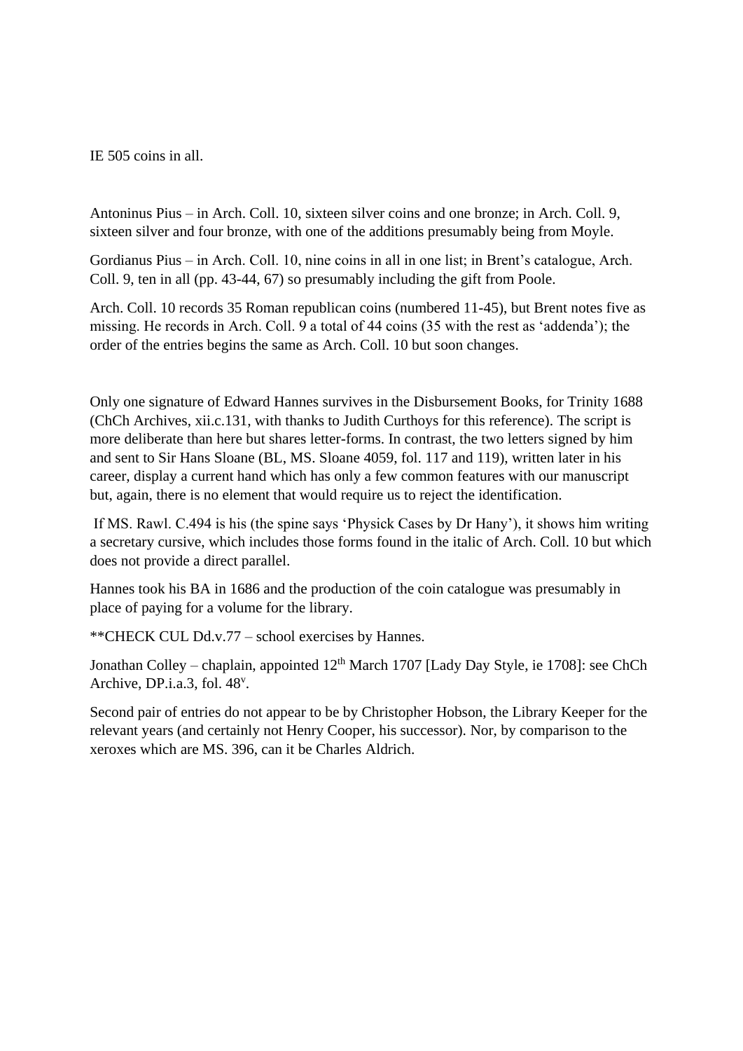IE 505 coins in all.

Antoninus Pius – in Arch. Coll. 10, sixteen silver coins and one bronze; in Arch. Coll. 9, sixteen silver and four bronze, with one of the additions presumably being from Moyle.

Gordianus Pius – in Arch. Coll. 10, nine coins in all in one list; in Brent's catalogue, Arch. Coll. 9, ten in all (pp. 43-44, 67) so presumably including the gift from Poole.

Arch. Coll. 10 records 35 Roman republican coins (numbered 11-45), but Brent notes five as missing. He records in Arch. Coll. 9 a total of 44 coins (35 with the rest as 'addenda'); the order of the entries begins the same as Arch. Coll. 10 but soon changes.

Only one signature of Edward Hannes survives in the Disbursement Books, for Trinity 1688 (ChCh Archives, xii.c.131, with thanks to Judith Curthoys for this reference). The script is more deliberate than here but shares letter-forms. In contrast, the two letters signed by him and sent to Sir Hans Sloane (BL, MS. Sloane 4059, fol. 117 and 119), written later in his career, display a current hand which has only a few common features with our manuscript but, again, there is no element that would require us to reject the identification.

If MS. Rawl. C.494 is his (the spine says 'Physick Cases by Dr Hany'), it shows him writing a secretary cursive, which includes those forms found in the italic of Arch. Coll. 10 but which does not provide a direct parallel.

Hannes took his BA in 1686 and the production of the coin catalogue was presumably in place of paying for a volume for the library.

**CHECK CUL Dd.v.77 – school exercises by Hannes.

Jonathan Colley – chaplain, appointed 12th March 1707 [Lady Day Style, ie 1708]: see ChCh Archive, DP.i.a.3, fol. 48v.

Second pair of entries do not appear to be by Christopher Hobson, the Library Keeper for the relevant years (and certainly not Henry Cooper, his successor). Nor, by comparison to the xeroxes which are MS. 396, can it be Charles Aldrich.